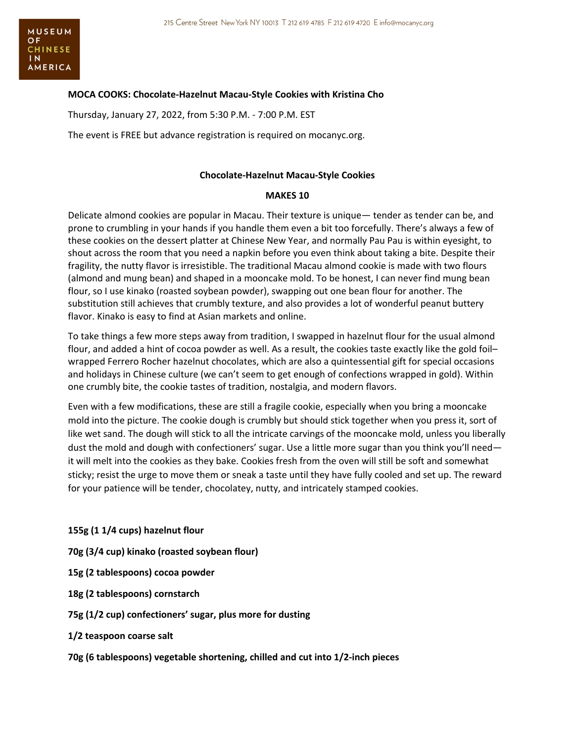MUSEUM OF CHINESE IN AMERICA

215 Centre Street New York NY 10013 T 212 619 4785 F 212 619 4720 E info@mocanyc.org

**MOCA COOKS: Chocolate-Hazelnut Macau-Style Cookies with Kristina Cho**

Thursday, January 27, 2022, from 5:30 P.M. - 7:00 P.M. EST

The event is FREE but advance registration is required on mocanyc.org.

## Chocolate-Hazelnut Macau-Style Cookies

**MAKES 10**

Delicate almond cookies are popular in Macau. Their texture is unique— tender as tender can be, and prone to crumbling in your hands if you handle them even a bit too forcefully. There's always a few of these cookies on the dessert platter at Chinese New Year, and normally Pau Pau is within eyesight, to shout across the room that you need a napkin before you even think about taking a bite. Despite their fragility, the nutty flavor is irresistible. The traditional Macau almond cookie is made with two flours (almond and mung bean) and shaped in a mooncake mold. To be honest, I can never find mung bean flour, so I use kinako (roasted soybean powder), swapping out one bean flour for another. The substitution still achieves that crumbly texture, and also provides a lot of wonderful peanut buttery flavor. Kinako is easy to find at Asian markets and online.

To take things a few more steps away from tradition, I swapped in hazelnut flour for the usual almond flour, and added a hint of cocoa powder as well. As a result, the cookies taste exactly like the gold foil–wrapped Ferrero Rocher hazelnut chocolates, which are also a quintessential gift for special occasions and holidays in Chinese culture (we can't seem to get enough of confections wrapped in gold). Within one crumbly bite, the cookie tastes of tradition, nostalgia, and modern flavors.

Even with a few modifications, these are still a fragile cookie, especially when you bring a mooncake mold into the picture. The cookie dough is crumbly but should stick together when you press it, sort of like wet sand. The dough will stick to all the intricate carvings of the mooncake mold, unless you liberally dust the mold and dough with confectioners' sugar. Use a little more sugar than you think you'll need— it will melt into the cookies as they bake. Cookies fresh from the oven will still be soft and somewhat sticky; resist the urge to move them or sneak a taste until they have fully cooled and set up. The reward for your patience will be tender, chocolatey, nutty, and intricately stamped cookies.

**155g (1 1/4 cups) hazelnut flour**

**70g (3/4 cup) kinako (roasted soybean flour)**

**15g (2 tablespoons) cocoa powder**

**18g (2 tablespoons) cornstarch**

**75g (1/2 cup) confectioners' sugar, plus more for dusting**

**1/2 teaspoon coarse salt**

**70g (6 tablespoons) vegetable shortening, chilled and cut into 1/2-inch pieces**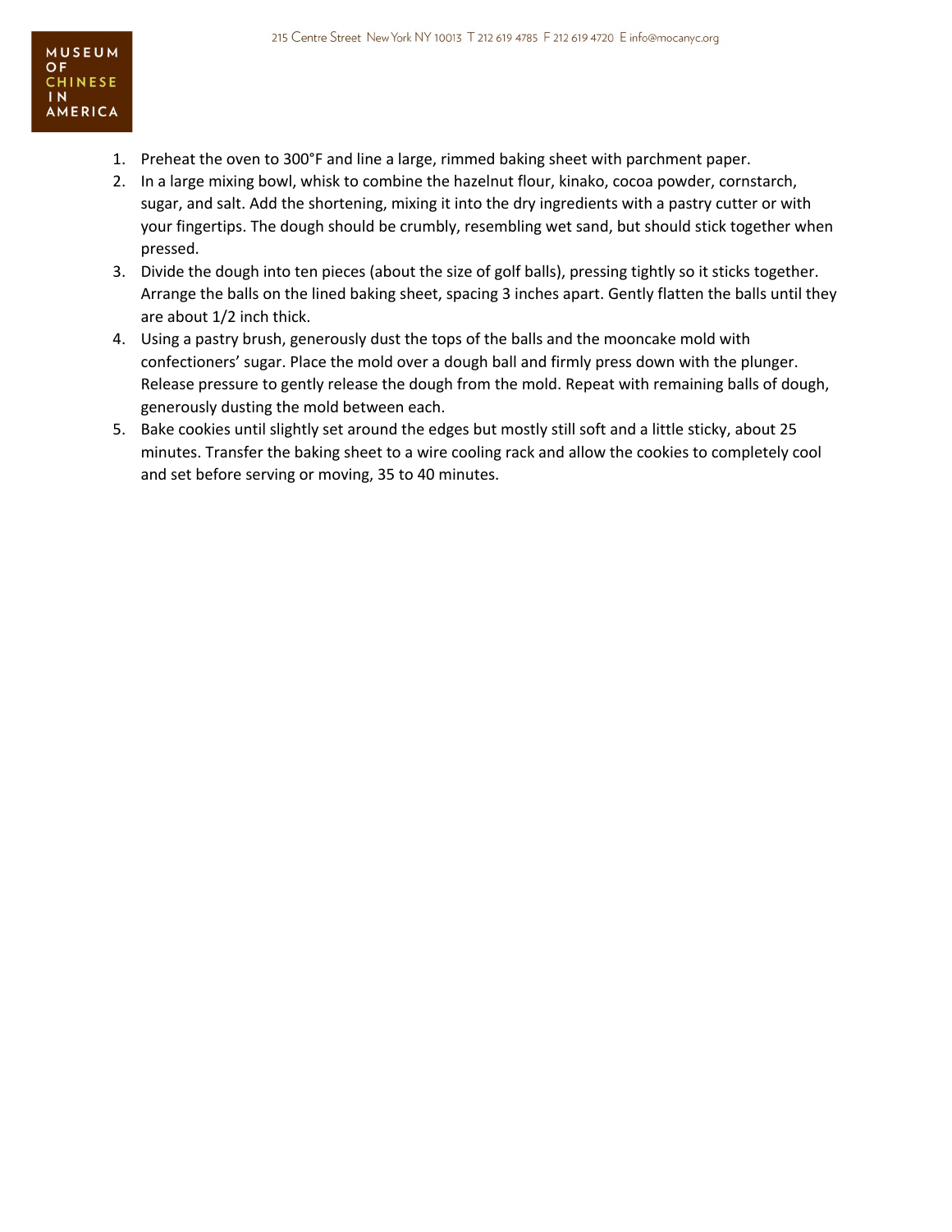1. Preheat the oven to 300°F and line a large, rimmed baking sheet with parchment paper.
2. In a large mixing bowl, whisk to combine the hazelnut flour, kinako, cocoa powder, cornstarch, sugar, and salt. Add the shortening, mixing it into the dry ingredients with a pastry cutter or with your fingertips. The dough should be crumbly, resembling wet sand, but should stick together when pressed.
3. Divide the dough into ten pieces (about the size of golf balls), pressing tightly so it sticks together. Arrange the balls on the lined baking sheet, spacing 3 inches apart. Gently flatten the balls until they are about 1/2 inch thick.
4. Using a pastry brush, generously dust the tops of the balls and the mooncake mold with confectioners' sugar. Place the mold over a dough ball and firmly press down with the plunger. Release pressure to gently release the dough from the mold. Repeat with remaining balls of dough, generously dusting the mold between each.
5. Bake cookies until slightly set around the edges but mostly still soft and a little sticky, about 25 minutes. Transfer the baking sheet to a wire cooling rack and allow the cookies to completely cool and set before serving or moving, 35 to 40 minutes.